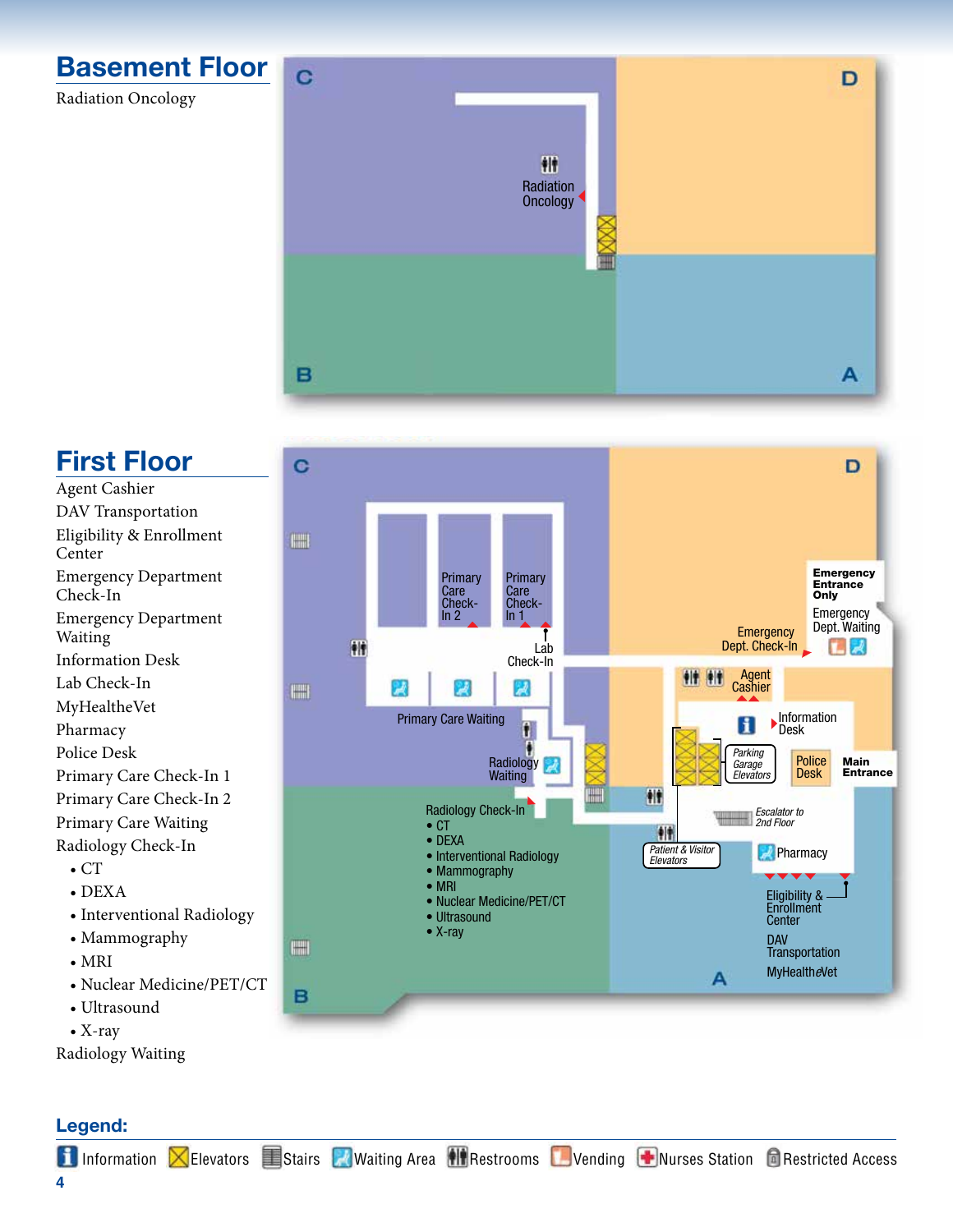# Basement Floor

Radiation Oncology

# First Floor

Agent Cashier

DAV Transportation

Eligibility & Enrollment Center

Emergency Department Check-In

Emergency Department Waiting

Information Desk

Lab Check-In

MyHealtheVet

Pharmacy

Police Desk

Primary Care Check-In 1

Primary Care Check-In 2

Primary Care Waiting

Radiology Check-In

- CT
- DEXA
- Interventional Radiology
- Mammography
- MRI
- Nuclear Medicine/PET/CT
- Ultrasound
- X-ray

Radiology Waiting

**Legend:**

Information | Elevators | Stairs | Waiting Area | Restrooms | Vending | Nurses Station | Restricted Access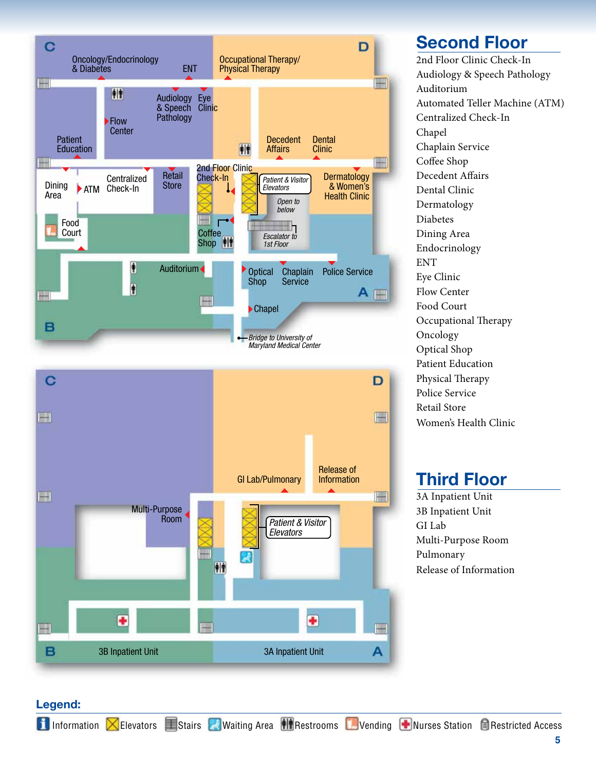## Second Floor

2nd Floor Clinic Check-In
Audiology & Speech Pathology
Auditorium
Automated Teller Machine (ATM)
Centralized Check-In
Chapel
Chaplain Service
Coffee Shop
Decedent Affairs
Dental Clinic
Dermatology
Diabetes
Dining Area
Endocrinology
ENT
Eye Clinic
Flow Center
Food Court
Occupational Therapy
Oncology
Optical Shop
Patient Education
Physical Therapy
Police Service
Retail Store
Women's Health Clinic

## Third Floor

3A Inpatient Unit
3B Inpatient Unit
GI Lab
Multi-Purpose Room
Pulmonary
Release of Information

### Legend:

Information | Elevators | Stairs | Waiting Area | Restrooms | Vending | Nurses Station | Restricted Access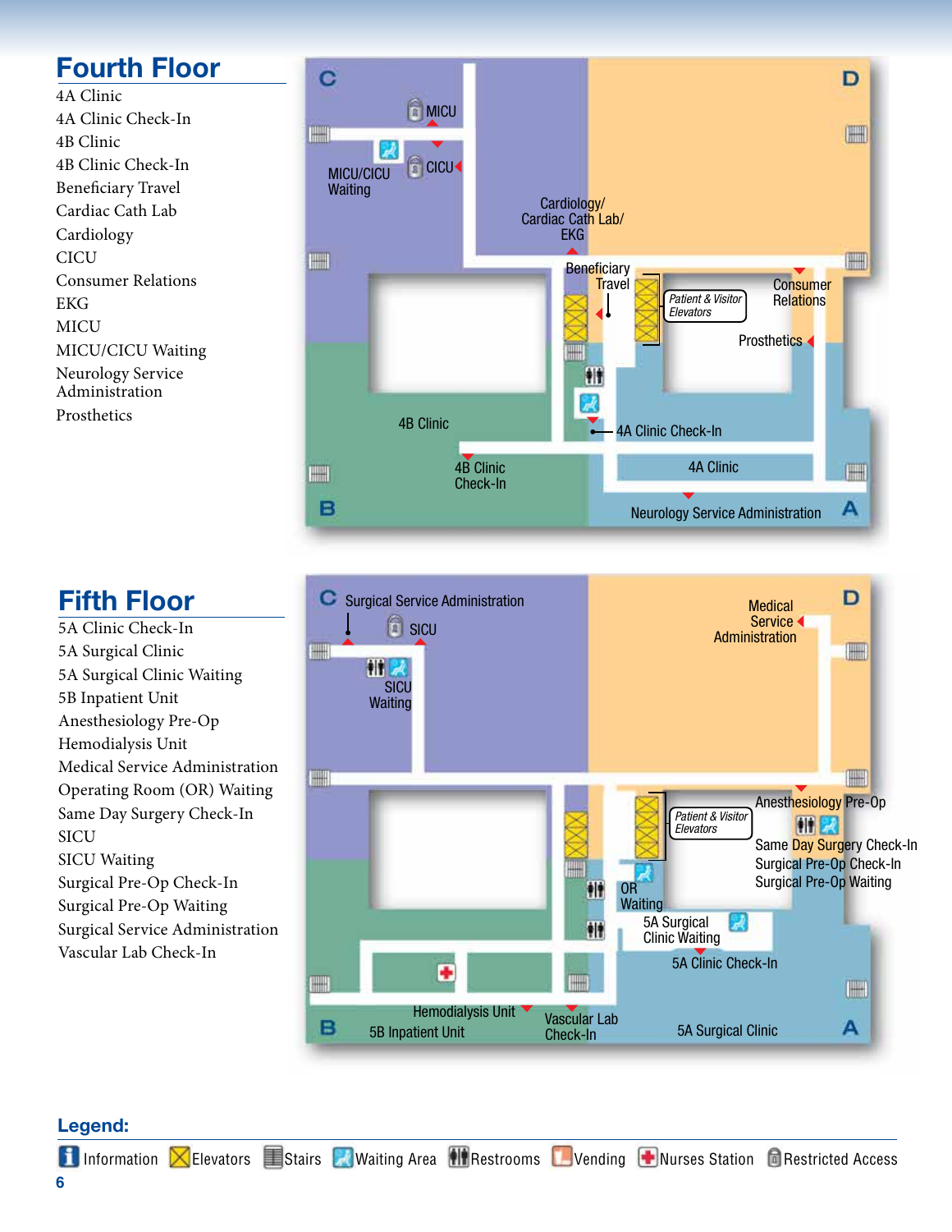## Fourth Floor

4A Clinic
4A Clinic Check-In
4B Clinic
4B Clinic Check-In
Beneficiary Travel
Cardiac Cath Lab
Cardiology
CICU
Consumer Relations
EKG
MICU
MICU/CICU Waiting
Neurology Service Administration
Prosthetics

## Fifth Floor

5A Clinic Check-In
5A Surgical Clinic
5A Surgical Clinic Waiting
5B Inpatient Unit
Anesthesiology Pre-Op
Hemodialysis Unit
Medical Service Administration
Operating Room (OR) Waiting
Same Day Surgery Check-In
SICU
SICU Waiting
Surgical Pre-Op Check-In
Surgical Pre-Op Waiting
Surgical Service Administration
Vascular Lab Check-In

**Legend:**

Information, Elevators, Stairs, Waiting Area, Restrooms, Vending, Nurses Station, Restricted Access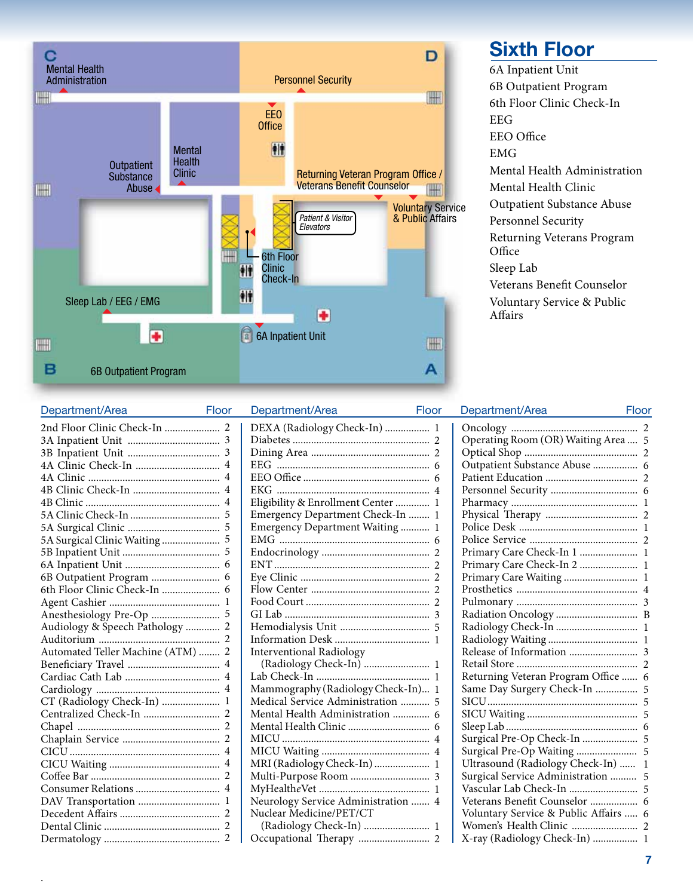C
Mental Health Administration

D
Personnel Security

EEO Office

Mental Health Clinic

Outpatient Substance Abuse

Returning Veteran Program Office / Veterans Benefit Counselor

Voluntary Service & Public Affairs

Patient & Visitor Elevators

6th Floor Clinic Check-In

Sleep Lab / EEG / EMG

6A Inpatient Unit

B
6B Outpatient Program

A

## Sixth Floor

- 6A Inpatient Unit
- 6B Outpatient Program
- 6th Floor Clinic Check-In
- EEG
- EEO Office
- EMG
- Mental Health Administration
- Mental Health Clinic
- Outpatient Substance Abuse
- Personnel Security
- Returning Veterans Program Office
- Sleep Lab
- Veterans Benefit Counselor
- Voluntary Service & Public Affairs

| Department/Area | Floor |
|---|---|
| 2nd Floor Clinic Check-In | 2 |
| 3A Inpatient Unit | 3 |
| 3B Inpatient Unit | 3 |
| 4A Clinic Check-In | 4 |
| 4A Clinic | 4 |
| 4B Clinic Check-In | 4 |
| 4B Clinic | 4 |
| 5A Clinic Check-In | 5 |
| 5A Surgical Clinic | 5 |
| 5A Surgical Clinic Waiting | 5 |
| 5B Inpatient Unit | 5 |
| 6A Inpatient Unit | 6 |
| 6B Outpatient Program | 6 |
| 6th Floor Clinic Check-In | 6 |
| Agent Cashier | 1 |
| Anesthesiology Pre-Op | 5 |
| Audiology & Speech Pathology | 2 |
| Auditorium | 2 |
| Automated Teller Machine (ATM) | 2 |
| Beneficiary Travel | 4 |
| Cardiac Cath Lab | 4 |
| Cardiology | 4 |
| CT (Radiology Check-In) | 1 |
| Centralized Check-In | 2 |
| Chapel | 2 |
| Chaplain Service | 2 |
| CICU | 4 |
| CICU Waiting | 4 |
| Coffee Bar | 2 |
| Consumer Relations | 4 |
| DAV Transportation | 1 |
| Decedent Affairs | 2 |
| Dental Clinic | 2 |
| Dermatology | 2 |
| DEXA (Radiology Check-In) | 1 |
| Diabetes | 2 |
| Dining Area | 2 |
| EEG | 6 |
| EEO Office | 6 |
| EKG | 4 |
| Eligibility & Enrollment Center | 1 |
| Emergency Department Check-In | 1 |
| Emergency Department Waiting | 1 |
| EMG | 6 |
| Endocrinology | 2 |
| ENT | 2 |
| Eye Clinic | 2 |
| Flow Center | 2 |
| Food Court | 2 |
| GI Lab | 3 |
| Hemodialysis Unit | 5 |
| Information Desk | 1 |
| Interventional Radiology (Radiology Check-In) | 1 |
| Lab Check-In | 1 |
| Mammography (Radiology Check-In) | 1 |
| Medical Service Administration | 5 |
| Mental Health Administration | 6 |
| Mental Health Clinic | 6 |
| MICU | 4 |
| MICU Waiting | 4 |
| MRI (Radiology Check-In) | 1 |
| Multi-Purpose Room | 3 |
| MyHealtheVet | 1 |
| Neurology Service Administration | 4 |
| Nuclear Medicine/PET/CT (Radiology Check-In) | 1 |
| Occupational Therapy | 2 |
| Oncology | 2 |
| Operating Room (OR) Waiting Area | 5 |
| Optical Shop | 2 |
| Outpatient Substance Abuse | 6 |
| Patient Education | 2 |
| Personnel Security | 6 |
| Pharmacy | 1 |
| Physical Therapy | 2 |
| Police Desk | 1 |
| Police Service | 2 |
| Primary Care Check-In 1 | 1 |
| Primary Care Check-In 2 | 1 |
| Primary Care Waiting | 1 |
| Prosthetics | 4 |
| Pulmonary | 3 |
| Radiation Oncology | B |
| Radiology Check-In | 1 |
| Radiology Waiting | 1 |
| Release of Information | 3 |
| Retail Store | 2 |
| Returning Veteran Program Office | 6 |
| Same Day Surgery Check-In | 5 |
| SICU | 5 |
| SICU Waiting | 5 |
| Sleep Lab | 6 |
| Surgical Pre-Op Check-In | 5 |
| Surgical Pre-Op Waiting | 5 |
| Ultrasound (Radiology Check-In) | 1 |
| Surgical Service Administration | 5 |
| Vascular Lab Check-In | 5 |
| Veterans Benefit Counselor | 6 |
| Voluntary Service & Public Affairs | 6 |
| Women's Health Clinic | 2 |
| X-ray (Radiology Check-In) | 1 |